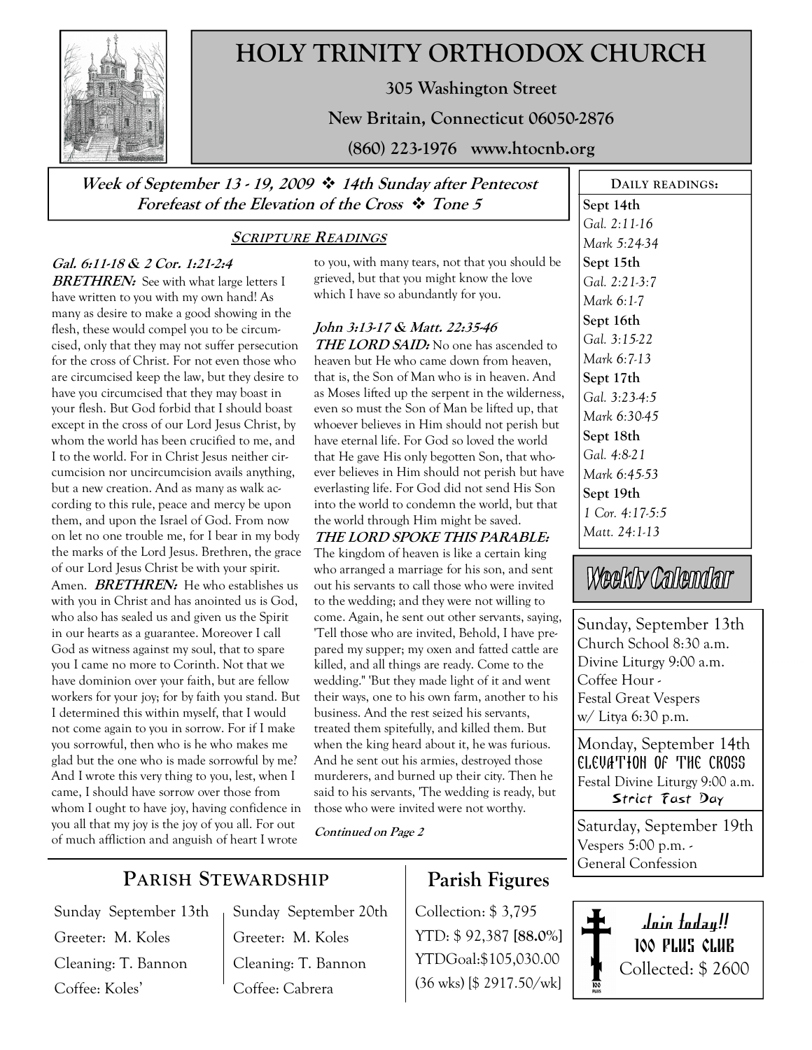# HOLY TRINITY ORTHODOX CHURCH

**305 Washington Street**

**New Britain, Connecticut 06050-2876**

**(860) 223-1976 www.htocnb.org**

***Week of September 13 - 19, 2009 ❖ 14th Sunday after Pentecost***
***Forefeast of the Elevation of the Cross ❖ Tone 5***

## SCRIPTURE READINGS

***Gal. 6:11-18 & 2 Cor. 1:21-2:4***

***BRETHREN:*** See with what large letters I have written to you with my own hand! As many as desire to make a good showing in the flesh, these would compel you to be circumcised, only that they may not suffer persecution for the cross of Christ. For not even those who are circumcised keep the law, but they desire to have you circumcised that they may boast in your flesh. But God forbid that I should boast except in the cross of our Lord Jesus Christ, by whom the world has been crucified to me, and I to the world. For in Christ Jesus neither circumcision nor uncircumcision avails anything, but a new creation. And as many as walk according to this rule, peace and mercy be upon them, and upon the Israel of God. From now on let no one trouble me, for I bear in my body the marks of the Lord Jesus. Brethren, the grace of our Lord Jesus Christ be with your spirit. Amen. ***BRETHREN:*** He who establishes us with you in Christ and has anointed us is God, who also has sealed us and given us the Spirit in our hearts as a guarantee. Moreover I call God as witness against my soul, that to spare you I came no more to Corinth. Not that we have dominion over your faith, but are fellow workers for your joy; for by faith you stand. But I determined this within myself, that I would not come again to you in sorrow. For if I make you sorrowful, then who is he who makes me glad but the one who is made sorrowful by me? And I wrote this very thing to you, lest, when I came, I should have sorrow over those from whom I ought to have joy, having confidence in you all that my joy is the joy of you all. For out of much affliction and anguish of heart I wrote to you, with many tears, not that you should be grieved, but that you might know the love which I have so abundantly for you.

***John 3:13-17 & Matt. 22:35-46***

***THE LORD SAID:*** No one has ascended to heaven but He who came down from heaven, that is, the Son of Man who is in heaven. And as Moses lifted up the serpent in the wilderness, even so must the Son of Man be lifted up, that whoever believes in Him should not perish but have eternal life. For God so loved the world that He gave His only begotten Son, that whoever believes in Him should not perish but have everlasting life. For God did not send His Son into the world to condemn the world, but that the world through Him might be saved.

***THE LORD SPOKE THIS PARABLE:*** The kingdom of heaven is like a certain king who arranged a marriage for his son, and sent out his servants to call those who were invited to the wedding; and they were not willing to come. Again, he sent out other servants, saying, 'Tell those who are invited, Behold, I have prepared my supper; my oxen and fatted cattle are killed, and all things are ready. Come to the wedding." 'But they made light of it and went their ways, one to his own farm, another to his business. And the rest seized his servants, treated them spitefully, and killed them. But when the king heard about it, he was furious. And he sent out his armies, destroyed those murderers, and burned up their city. Then he said to his servants, 'The wedding is ready, but those who were invited were not worthy.

***Continued on Page 2***

## DAILY READINGS:

**Sept 14th**
*Gal. 2:11-16*
*Mark 5:24-34*

**Sept 15th**
*Gal. 2:21-3:7*
*Mark 6:1-7*

**Sept 16th**
*Gal. 3:15-22*
*Mark 6:7-13*

**Sept 17th**
*Gal. 3:23-4:5*
*Mark 6:30-45*

**Sept 18th**
*Gal. 4:8-21*
*Mark 6:45-53*

**Sept 19th**
*1 Cor. 4:17-5:5*
*Matt. 24:1-13*

## Weekly Calendar

**Sunday, September 13th**
Church School 8:30 a.m.
Divine Liturgy 9:00 a.m.
Coffee Hour -
Festal Great Vespers
w/ Litya 6:30 p.m.

**Monday, September 14th**
ELEVATION OF THE CROSS
Festal Divine Liturgy 9:00 a.m.
Strict Fast Day

**Saturday, September 19th**
Vespers 5:00 p.m. -
General Confession

## PARISH STEWARDSHIP

| Sunday September 13th | Sunday September 20th |
|---|---|
| Greeter: M. Koles | Greeter: M. Koles |
| Cleaning: T. Bannon | Cleaning: T. Bannon |
| Coffee: Koles' | Coffee: Cabrera |

## Parish Figures

Collection: $ 3,795
YTD: $ 92,387 **[88.0%]**
YTDGoal:$105,030.00
(36 wks) [$ 2917.50/wk]

**Join today!!**
**100 PLUS CLUB**
Collected: $ 2600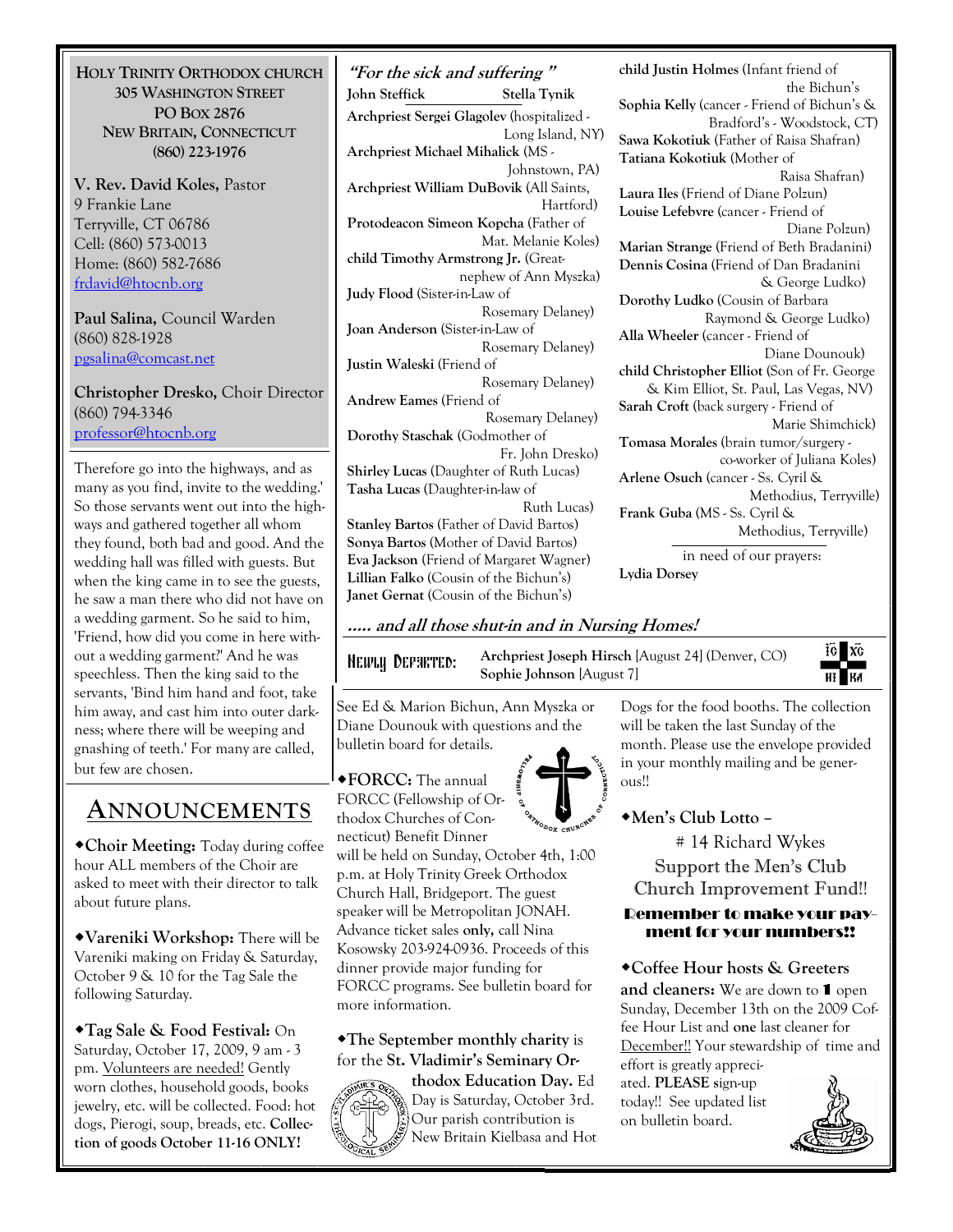**Holy Trinity Orthodox Church**
**305 Washington Street**
**PO Box 2876**
**New Britain, Connecticut**
**(860) 223-1976**

**V. Rev. David Koles,** Pastor
9 Frankie Lane
Terryville, CT 06786
Cell: (860) 573-0013
Home: (860) 582-7686
frdavid@htocnb.org

**Paul Salina,** Council Warden
(860) 828-1928
pgsalina@comcast.net

**Christopher Dresko,** Choir Director
(860) 794-3346
professor@htocnb.org

Therefore go into the highways, and as many as you find, invite to the wedding.' So those servants went out into the highways and gathered together all whom they found, both bad and good. And the wedding hall was filled with guests. But when the king came in to see the guests, he saw a man there who did not have on a wedding garment. So he said to him, 'Friend, how did you come in here without a wedding garment?' And he was speechless. Then the king said to the servants, 'Bind him hand and foot, take him away, and cast him into outer darkness; where there will be weeping and gnashing of teeth.' For many are called, but few are chosen.

## *"For the sick and suffering"*

**John Steffick**
**Stella Tynik**
**Archpriest Sergei Glagolev** (hospitalized - Long Island, NY)
**Archpriest Michael Mihalick** (MS - Johnstown, PA)
**Archpriest William DuBovik** (All Saints, Hartford)
**Protodeacon Simeon Kopcha** (Father of Mat. Melanie Koles)
**child Timothy Armstrong Jr.** (Great-nephew of Ann Myszka)
**Judy Flood** (Sister-in-Law of Rosemary Delaney)
**Joan Anderson** (Sister-in-Law of Rosemary Delaney)
**Justin Waleski** (Friend of Rosemary Delaney)
**Andrew Eames** (Friend of Rosemary Delaney)
**Dorothy Staschak** (Godmother of Fr. John Dresko)
**Shirley Lucas** (Daughter of Ruth Lucas)
**Tasha Lucas** (Daughter-in-law of Ruth Lucas)
**Stanley Bartos** (Father of David Bartos)
**Sonya Bartos** (Mother of David Bartos)
**Eva Jackson** (Friend of Margaret Wagner)
**Lillian Falko** (Cousin of the Bichun's)
**Janet Gernat** (Cousin of the Bichun's)
**child Justin Holmes** (Infant friend of the Bichun's)
**Sophia Kelly** (cancer - Friend of Bichun's & Bradford's - Woodstock, CT)
**Sawa Kokotiuk** (Father of Raisa Shafran)
**Tatiana Kokotiuk** (Mother of Raisa Shafran)
**Laura Iles** (Friend of Diane Polzun)
**Louise Lefebvre** (cancer - Friend of Diane Polzun)
**Marian Strange** (Friend of Beth Bradanini)
**Dennis Cosina** (Friend of Dan Bradanini & George Ludko)
**Dorothy Ludko** (Cousin of Barbara Raymond & George Ludko)
**Alla Wheeler** (cancer - Friend of Diane Dounouk)
**child Christopher Elliot** (Son of Fr. George & Kim Elliot, St. Paul, Las Vegas, NV)
**Sarah Croft** (back surgery - Friend of Marie Shimchick)
**Tomasa Morales** (brain tumor/surgery - co-worker of Juliana Koles)
**Arlene Osuch** (cancer - Ss. Cyril & Methodius, Terryville)
**Frank Guba** (MS - Ss. Cyril & Methodius, Terryville)

in need of our prayers:
**Lydia Dorsey**

***..... and all those shut-in and in Nursing Homes!***

**Newly Departed:** **Archpriest Joseph Hirsch** [August 24] (Denver, CO)
**Sophie Johnson** [August 7]

# Announcements

◆**Choir Meeting:** Today during coffee hour ALL members of the Choir are asked to meet with their director to talk about future plans.

◆**Vareniki Workshop:** There will be Vareniki making on Friday & Saturday, October 9 & 10 for the Tag Sale the following Saturday.

◆**Tag Sale & Food Festival:** On Saturday, October 17, 2009, 9 am - 3 pm. Volunteers are needed! Gently worn clothes, household goods, books jewelry, etc. will be collected. Food: hot dogs, Pierogi, soup, breads, etc. **Collection of goods October 11-16 ONLY!** See Ed & Marion Bichun, Ann Myszka or Diane Dounouk with questions and the bulletin board for details.

◆**FORCC:** The annual FORCC (Fellowship of Orthodox Churches of Connecticut) Benefit Dinner will be held on Sunday, October 4th, 1:00 p.m. at Holy Trinity Greek Orthodox Church Hall, Bridgeport. The guest speaker will be Metropolitan JONAH. Advance ticket sales **only,** call Nina Kosowsky 203-924-0936. Proceeds of this dinner provide major funding for FORCC programs. See bulletin board for more information.

◆**The September monthly charity** is for the **St. Vladimir's Seminary Orthodox Education Day.** Ed Day is Saturday, October 3rd. Our parish contribution is New Britain Kielbasa and Hot Dogs for the food booths. The collection will be taken the last Sunday of the month. Please use the envelope provided in your monthly mailing and be generous!!

◆**Men's Club Lotto –**
# 14 Richard Wykes
Support the Men's Club Church Improvement Fund!!
**Remember to make your payment for your numbers!!**

◆**Coffee Hour hosts & Greeters and cleaners:** We are down to **1** open Sunday, December 13th on the 2009 Coffee Hour List and **one** last cleaner for December!! Your stewardship of time and effort is greatly appreciated. **PLEASE** sign-up today!! See updated list on bulletin board.